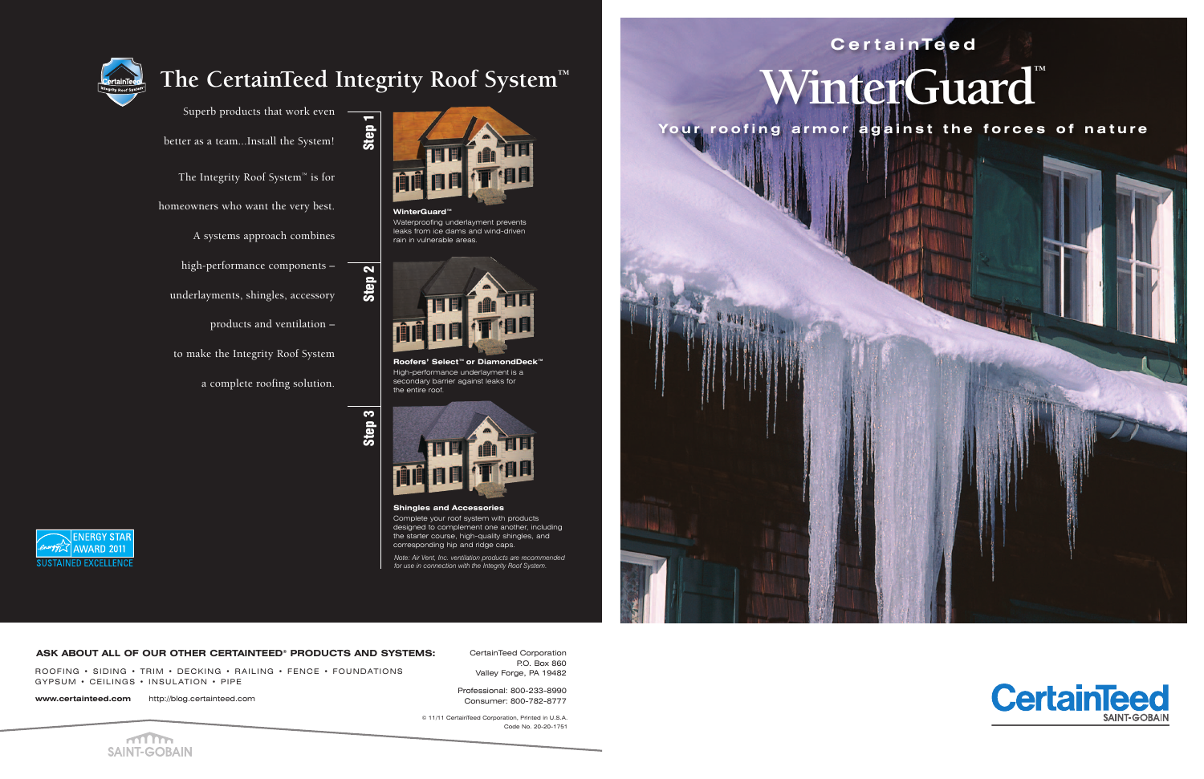# The CertainTeed Integrity Roof System™

Superb products that work even better as a team...Install the System!

The Integrity Roof System™ is for homeowners who want the very best. A systems approach combines high-performance components – underlayments, shingles, accessory products and ventilation – to make the Integrity Roof System a complete roofing solution.

**Step 1**

**WinterGuard™**
Waterproofing underlayment prevents leaks from ice dams and wind-driven rain in vulnerable areas.

**Step 2**

**Roofers' Select™ or DiamondDeck™**
High-performance underlayment is a secondary barrier against leaks for the entire roof.

**Step 3**

**Shingles and Accessories**
Complete your roof system with products designed to complement one another, including the starter course, high-quality shingles, and corresponding hip and ridge caps.

*Note: Air Vent, Inc. ventilation products are recommended for use in connection with the Integrity Roof System.*

ENERGY STAR AWARD 2011
SUSTAINED EXCELLENCE

**ASK ABOUT ALL OF OUR OTHER CERTAINTEED® PRODUCTS AND SYSTEMS:**

ROOFING • SIDING • TRIM • DECKING • RAILING • FENCE • FOUNDATIONS
GYPSUM • CEILINGS • INSULATION • PIPE

**www.certainteed.com** http://blog.certainteed.com

CertainTeed Corporation
P.O. Box 860
Valley Forge, PA 19482

Professional: 800-233-8990
Consumer: 800-782-8777

© 11/11 CertainTeed Corporation, Printed in U.S.A.
Code No. 20-20-1751

SAINT-GOBAIN

# CertainTeed WinterGuard™

## Your roofing armor against the forces of nature

CertainTeed
SAINT-GOBAIN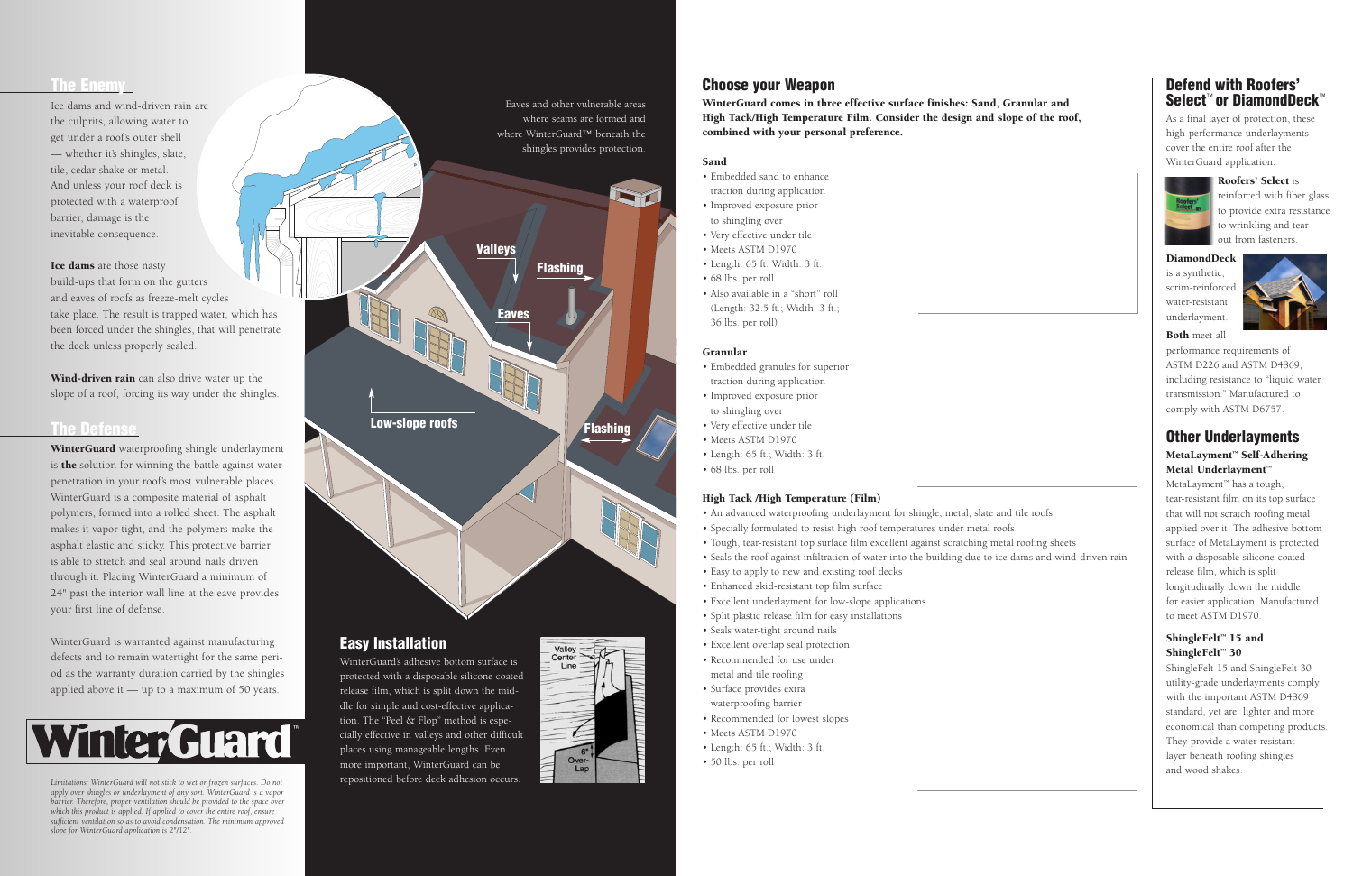## The Enemy

Ice dams and wind-driven rain are the culprits, allowing water to get under a roof's outer shell — whether it's shingles, slate, tile, cedar shake or metal. And unless your roof deck is protected with a waterproof barrier, damage is the inevitable consequence.

**Ice dams** are those nasty build-ups that form on the gutters and eaves of roofs as freeze-melt cycles take place. The result is trapped water, which has been forced under the shingles, that will penetrate the deck unless properly sealed.

**Wind-driven rain** can also drive water up the slope of a roof, forcing its way under the shingles.

## The Defense

**WinterGuard** waterproofing shingle underlayment is **the** solution for winning the battle against water penetration in your roof's most vulnerable places. WinterGuard is a composite material of asphalt polymers, formed into a rolled sheet. The asphalt makes it vapor-tight, and the polymers make the asphalt elastic and sticky. This protective barrier is able to stretch and seal around nails driven through it. Placing WinterGuard a minimum of 24" past the interior wall line at the eave provides your first line of defense.

WinterGuard is warranted against manufacturing defects and to remain watertight for the same period as the warranty duration carried by the shingles applied above it — up to a maximum of 50 years.

WinterGuard™

*Limitations: WinterGuard will not stick to wet or frozen surfaces. Do not apply over shingles or underlayment of any sort. WinterGuard is a vapor barrier. Therefore, proper ventilation should be provided to the space over which this product is applied. If applied to cover the entire roof, ensure sufficient ventilation so as to avoid condensation. The minimum approved slope for WinterGuard application is 2"/12".*

Eaves and other vulnerable areas where seams are formed and where WinterGuard™ beneath the shingles provides protection.

Valleys

Flashing

Eaves

Low-slope roofs

Flashing

## Easy Installation

WinterGuard's adhesive bottom surface is protected with a disposable silicone coated release film, which is split down the middle for simple and cost-effective application. The "Peel & Flop" method is especially effective in valleys and other difficult places using manageable lengths. Even more important, WinterGuard can be repositioned before deck adhesion occurs.

Valley Center Line

6" Over-Lap

## Choose your Weapon

**WinterGuard comes in three effective surface finishes: Sand, Granular and High Tack/High Temperature Film. Consider the design and slope of the roof, combined with your personal preference.**

### Sand

- Embedded sand to enhance traction during application
- Improved exposure prior to shingling over
- Very effective under tile
- Meets ASTM D1970
- Length: 65 ft. Width: 3 ft.
- 68 lbs. per roll
- Also available in a "short" roll (Length: 32.5 ft.; Width: 3 ft.; 36 lbs. per roll)

### Granular

- Embedded granules for superior traction during application
- Improved exposure prior to shingling over
- Very effective under tile
- Meets ASTM D1970
- Length: 65 ft.; Width: 3 ft.
- 68 lbs. per roll

### High Tack /High Temperature (Film)

- An advanced waterproofing underlayment for shingle, metal, slate and tile roofs
- Specially formulated to resist high roof temperatures under metal roofs
- Tough, tear-resistant top surface film excellent against scratching metal roofing sheets
- Seals the roof against infiltration of water into the building due to ice dams and wind-driven rain
- Easy to apply to new and existing roof decks
- Enhanced skid-resistant top film surface
- Excellent underlayment for low-slope applications
- Split plastic release film for easy installations
- Seals water-tight around nails
- Excellent overlap seal protection
- Recommended for use under metal and tile roofing
- Surface provides extra waterproofing barrier
- Recommended for lowest slopes
- Meets ASTM D1970
- Length: 65 ft.; Width: 3 ft.
- 50 lbs. per roll

## Defend with Roofers' Select™ or DiamondDeck™

As a final layer of protection, these high-performance underlayments cover the entire roof after the WinterGuard application.

**Roofers' Select** is reinforced with fiber glass to provide extra resistance to wrinkling and tear out from fasteners.

**DiamondDeck** is a synthetic, scrim-reinforced water-resistant underlayment.

**Both** meet all performance requirements of ASTM D226 and ASTM D4869, including resistance to "liquid water transmission." Manufactured to comply with ASTM D6757.

## Other Underlayments

### MetaLayment™ Self-Adhering Metal Underlayment™

MetaLayment™ has a tough, tear-resistant film on its top surface that will not scratch roofing metal applied over it. The adhesive bottom surface of MetaLayment is protected with a disposable silicone-coated release film, which is split longitudinally down the middle for easier application. Manufactured to meet ASTM D1970.

### ShingleFelt™ 15 and ShingleFelt™ 30

ShingleFelt 15 and ShingleFelt 30 utility-grade underlayments comply with the important ASTM D4869 standard, yet are lighter and more economical than competing products. They provide a water-resistant layer beneath roofing shingles and wood shakes.